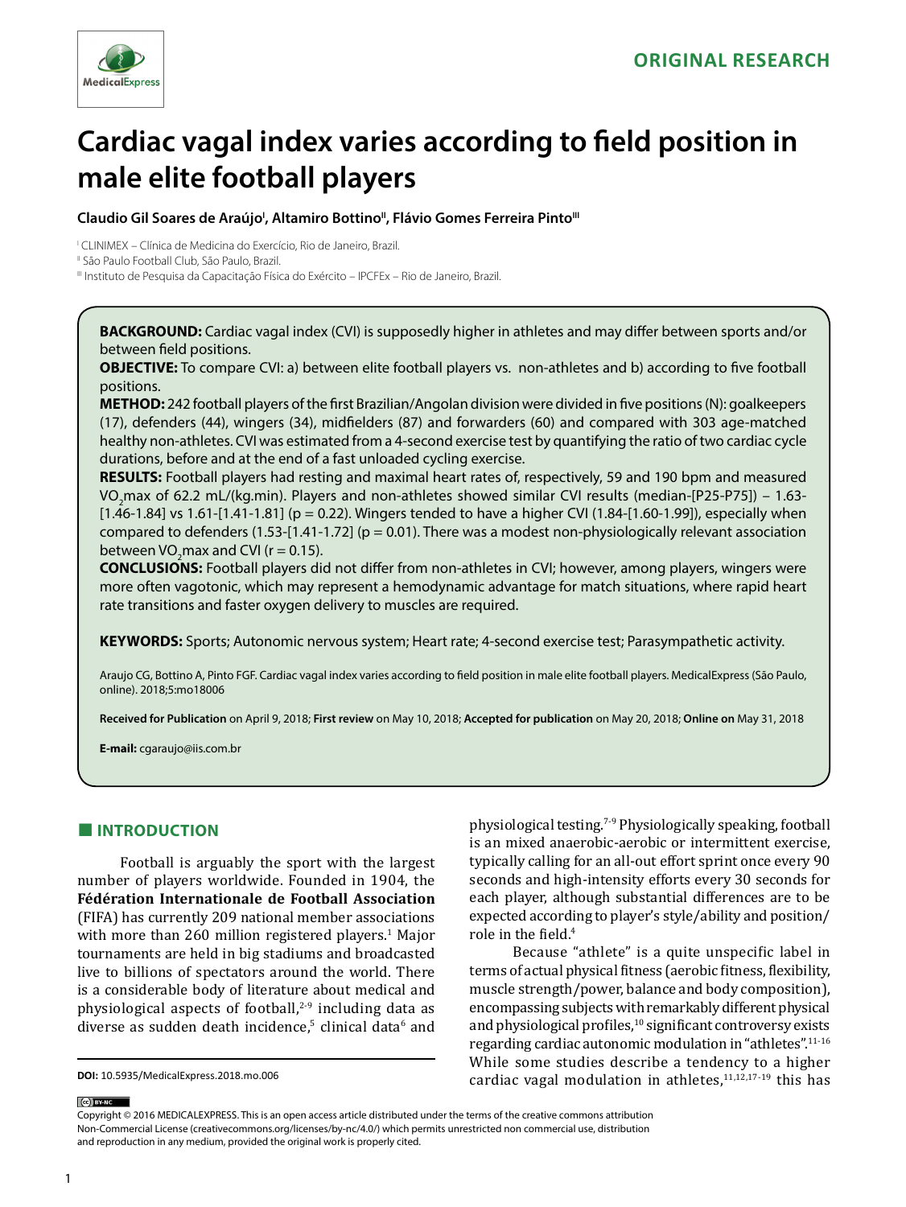ORIGINAL RESEARCH

# Cardiac vagal index varies according to field position in male elite football players

**Claudio Gil Soares de Araújo[I], Altamiro Bottino[II], Flávio Gomes Ferreira Pinto[III]**

[I] CLINIMEX – Clínica de Medicina do Exercício, Rio de Janeiro, Brazil.
[II] São Paulo Football Club, São Paulo, Brazil.
[III] Instituto de Pesquisa da Capacitação Física do Exército – IPCFEx – Rio de Janeiro, Brazil.

**BACKGROUND:** Cardiac vagal index (CVI) is supposedly higher in athletes and may differ between sports and/or between field positions.

**OBJECTIVE:** To compare CVI: a) between elite football players vs. non-athletes and b) according to five football positions.

**METHOD:** 242 football players of the first Brazilian/Angolan division were divided in five positions (N): goalkeepers (17), defenders (44), wingers (34), midfielders (87) and forwarders (60) and compared with 303 age-matched healthy non-athletes. CVI was estimated from a 4-second exercise test by quantifying the ratio of two cardiac cycle durations, before and at the end of a fast unloaded cycling exercise.

**RESULTS:** Football players had resting and maximal heart rates of, respectively, 59 and 190 bpm and measured $VO_2$max of 62.2 mL/(kg.min). Players and non-athletes showed similar CVI results (median-[P25-P75]) – 1.63-[1.46-1.84] vs 1.61-[1.41-1.81] (p = 0.22). Wingers tended to have a higher CVI (1.84-[1.60-1.99]), especially when compared to defenders (1.53-[1.41-1.72] (p = 0.01). There was a modest non-physiologically relevant association between $VO_2$max and CVI (r = 0.15).

**CONCLUSIONS:** Football players did not differ from non-athletes in CVI; however, among players, wingers were more often vagotonic, which may represent a hemodynamic advantage for match situations, where rapid heart rate transitions and faster oxygen delivery to muscles are required.

**KEYWORDS:** Sports; Autonomic nervous system; Heart rate; 4-second exercise test; Parasympathetic activity.

Araujo CG, Bottino A, Pinto FGF. Cardiac vagal index varies according to field position in male elite football players. MedicalExpress (São Paulo, online). 2018;5:mo18006

**Received for Publication** on April 9, 2018; **First review** on May 10, 2018; **Accepted for publication** on May 20, 2018; **Online on** May 31, 2018

**E-mail:** cgaraujo@iis.com.br

## INTRODUCTION

Football is arguably the sport with the largest number of players worldwide. Founded in 1904, the **Fédération Internationale de Football Association** (FIFA) has currently 209 national member associations with more than 260 million registered players.[1] Major tournaments are held in big stadiums and broadcasted live to billions of spectators around the world. There is a considerable body of literature about medical and physiological aspects of football,[2-9] including data as diverse as sudden death incidence,[5] clinical data[6] and physiological testing.[7-9] Physiologically speaking, football is an mixed anaerobic-aerobic or intermittent exercise, typically calling for an all-out effort sprint once every 90 seconds and high-intensity efforts every 30 seconds for each player, although substantial differences are to be expected according to player's style/ability and position/role in the field.[4]

Because "athlete" is a quite unspecific label in terms of actual physical fitness (aerobic fitness, flexibility, muscle strength/power, balance and body composition), encompassing subjects with remarkably different physical and physiological profiles,[10] significant controversy exists regarding cardiac autonomic modulation in "athletes".[11-16] While some studies describe a tendency to a higher cardiac vagal modulation in athletes,[11,12,17-19] this has

**DOI:** 10.5935/MedicalExpress.2018.mo.006

Copyright © 2016 MEDICALEXPRESS. This is an open access article distributed under the terms of the creative commons attribution Non-Commercial License (creativecommons.org/licenses/by-nc/4.0/) which permits unrestricted non commercial use, distribution and reproduction in any medium, provided the original work is properly cited.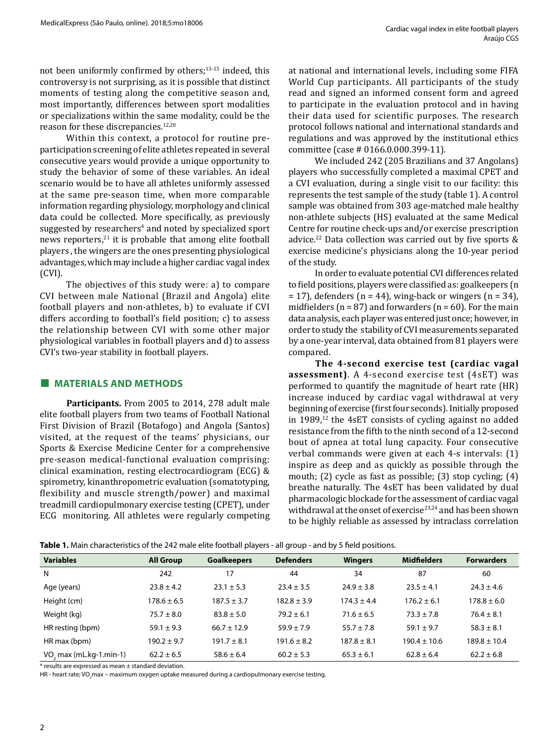not been uniformly confirmed by others;[13-15] indeed, this controversy is not surprising, as it is possible that distinct moments of testing along the competitive season and, most importantly, differences between sport modalities or specializations within the same modality, could be the reason for these discrepancies.[12,20]

Within this context, a protocol for routine pre-participation screening of elite athletes repeated in several consecutive years would provide a unique opportunity to study the behavior of some of these variables. An ideal scenario would be to have all athletes uniformly assessed at the same pre-season time, when more comparable information regarding physiology, morphology and clinical data could be collected. More specifically, as previously suggested by researchers[4] and noted by specialized sport news reporters,[21] it is probable that among elite football players , the wingers are the ones presenting physiological advantages, which may include a higher cardiac vagal index (CVI).

The objectives of this study were: a) to compare CVI between male National (Brazil and Angola) elite football players and non-athletes, b) to evaluate if CVI differs according to football's field position; c) to assess the relationship between CVI with some other major physiological variables in football players and d) to assess CVI's two-year stability in football players.

## MATERIALS AND METHODS

**Participants.** From 2005 to 2014, 278 adult male elite football players from two teams of Football National First Division of Brazil (Botafogo) and Angola (Santos) visited, at the request of the teams' physicians, our Sports & Exercise Medicine Center for a comprehensive pre-season medical-functional evaluation comprising: clinical examination, resting electrocardiogram (ECG) & spirometry, kinanthropometric evaluation (somatotyping, flexibility and muscle strength/power) and maximal treadmill cardiopulmonary exercise testing (CPET), under ECG monitoring. All athletes were regularly competing at national and international levels, including some FIFA World Cup participants. All participants of the study read and signed an informed consent form and agreed to participate in the evaluation protocol and in having their data used for scientific purposes. The research protocol follows national and international standards and regulations and was approved by the institutional ethics committee (case # 0166.0.000.399-11).

We included 242 (205 Brazilians and 37 Angolans) players who successfully completed a maximal CPET and a CVI evaluation, during a single visit to our facility: this represents the test sample of the study (table 1). A control sample was obtained from 303 age-matched male healthy non-athlete subjects (HS) evaluated at the same Medical Centre for routine check-ups and/or exercise prescription advice.[22] Data collection was carried out by five sports & exercise medicine's physicians along the 10-year period of the study.

In order to evaluate potential CVI differences related to field positions, players were classified as: goalkeepers (n = 17), defenders (n = 44), wing-back or wingers (n = 34), midfielders (n = 87) and forwarders (n = 60). For the main data analysis, each player was entered just once; however, in order to study the stability of CVI measurements separated by a one-year interval, data obtained from 81 players were compared.

**The 4-second exercise test (cardiac vagal assessment)**. A 4-second exercise test (4sET) was performed to quantify the magnitude of heart rate (HR) increase induced by cardiac vagal withdrawal at very beginning of exercise (first four seconds). Initially proposed in 1989,[12] the 4sET consists of cycling against no added resistance from the fifth to the ninth second of a 12-second bout of apnea at total lung capacity. Four consecutive verbal commands were given at each 4-s intervals: (1) inspire as deep and as quickly as possible through the mouth; (2) cycle as fast as possible; (3) stop cycling; (4) breathe naturally. The 4sET has been validated by dual pharmacologic blockade for the assessment of cardiac vagal withdrawal at the onset of exercise[23,24] and has been shown to be highly reliable as assessed by intraclass correlation

**Table 1.** Main characteristics of the 242 male elite football players - all group - and by 5 field positions.

| Variables | All Group | Goalkeepers | Defenders | Wingers | Midfielders | Forwarders |
|---|---|---|---|---|---|---|
| N | 242 | 17 | 44 | 34 | 87 | 60 |
| Age (years) | 23.8 ± 4.2 | 23.1 ± 5.3 | 23.4 ± 3.5 | 24.9 ± 3.8 | 23.5 ± 4.1 | 24.3 ± 4.6 |
| Height (cm) | 178.6 ± 6.5 | 187.5 ± 3.7 | 182.8 ± 3.9 | 174.3 ± 4.4 | 176.2 ± 6.1 | 178.8 ± 6.0 |
| Weight (kg) | 75.7 ± 8.0 | 83.8 ± 5.0 | 79.2 ± 6.1 | 71.6 ± 6.5 | 73.3 ± 7.8 | 76.4 ± 8.1 |
| HR resting (bpm) | 59.1 ± 9.3 | 66.7 ± 12.9 | 59.9 ± 7.9 | 55.7 ± 7.8 | 59.1 ± 9.7 | 58.3 ± 8.1 |
| HR max (bpm) | 190.2 ± 9.7 | 191.7 ± 8.1 | 191.6 ± 8.2 | 187.8 ± 8.1 | 190.4 ± 10.6 | 189.8 ± 10.4 |
| $VO_2$ max (mL.kg-1.min-1) | 62.2 ± 6.5 | 58.6 ± 6.4 | 60.2 ± 5.3 | 65.3 ± 6.1 | 62.8 ± 6.4 | 62.2 ± 6.8 |

* results are expressed as mean ± standard deviation.

HR - heart rate; $VO_2$max – maximum oxygen uptake measured during a cardiopulmonary exercise testing.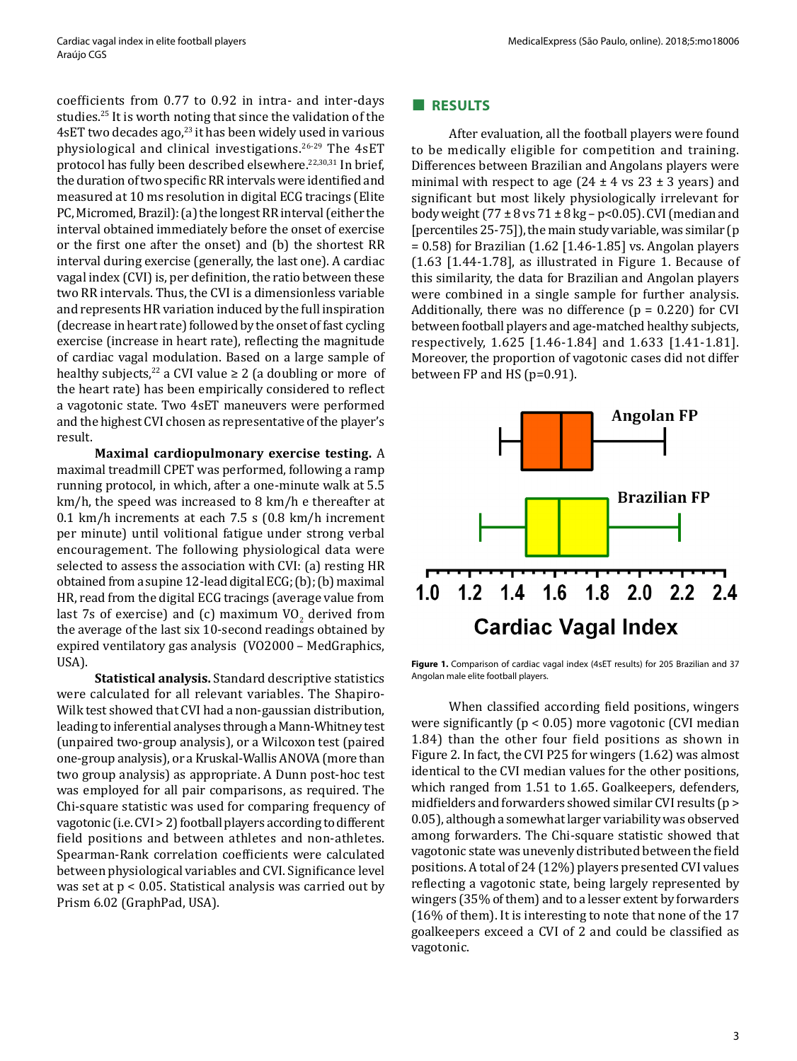coefficients from 0.77 to 0.92 in intra- and inter-days studies.[25] It is worth noting that since the validation of the 4sET two decades ago,[23] it has been widely used in various physiological and clinical investigations.[26-29] The 4sET protocol has fully been described elsewhere.[22,30,31] In brief, the duration of two specific RR intervals were identified and measured at 10 ms resolution in digital ECG tracings (Elite PC, Micromed, Brazil): (a) the longest RR interval (either the interval obtained immediately before the onset of exercise or the first one after the onset) and (b) the shortest RR interval during exercise (generally, the last one). A cardiac vagal index (CVI) is, per definition, the ratio between these two RR intervals. Thus, the CVI is a dimensionless variable and represents HR variation induced by the full inspiration (decrease in heart rate) followed by the onset of fast cycling exercise (increase in heart rate), reflecting the magnitude of cardiac vagal modulation. Based on a large sample of healthy subjects,[22] a CVI value ≥ 2 (a doubling or more of the heart rate) has been empirically considered to reflect a vagotonic state. Two 4sET maneuvers were performed and the highest CVI chosen as representative of the player's result.

**Maximal cardiopulmonary exercise testing.** A maximal treadmill CPET was performed, following a ramp running protocol, in which, after a one-minute walk at 5.5 km/h, the speed was increased to 8 km/h e thereafter at 0.1 km/h increments at each 7.5 s (0.8 km/h increment per minute) until volitional fatigue under strong verbal encouragement. The following physiological data were selected to assess the association with CVI: (a) resting HR obtained from a supine 12-lead digital ECG; (b); (b) maximal HR, read from the digital ECG tracings (average value from last 7s of exercise) and (c) maximum $VO_2$ derived from the average of the last six 10-second readings obtained by expired ventilatory gas analysis (VO2000 – MedGraphics, USA).

**Statistical analysis.** Standard descriptive statistics were calculated for all relevant variables. The Shapiro-Wilk test showed that CVI had a non-gaussian distribution, leading to inferential analyses through a Mann-Whitney test (unpaired two-group analysis), or a Wilcoxon test (paired one-group analysis), or a Kruskal-Wallis ANOVA (more than two group analysis) as appropriate. A Dunn post-hoc test was employed for all pair comparisons, as required. The Chi-square statistic was used for comparing frequency of vagotonic (i.e. CVI > 2) football players according to different field positions and between athletes and non-athletes. Spearman-Rank correlation coefficients were calculated between physiological variables and CVI. Significance level was set at $p < 0.05$. Statistical analysis was carried out by Prism 6.02 (GraphPad, USA).

## RESULTS

After evaluation, all the football players were found to be medically eligible for competition and training. Differences between Brazilian and Angolans players were minimal with respect to age (24 ± 4 vs 23 ± 3 years) and significant but most likely physiologically irrelevant for body weight (77 ± 8 vs 71 ± 8 kg – $p<0.05$). CVI (median and [percentiles 25-75]), the main study variable, was similar ($p = 0.58$) for Brazilian (1.62 [1.46-1.85] vs. Angolan players (1.63 [1.44-1.78], as illustrated in Figure 1. Because of this similarity, the data for Brazilian and Angolan players were combined in a single sample for further analysis. Additionally, there was no difference ($p = 0.220$) for CVI between football players and age-matched healthy subjects, respectively, 1.625 [1.46-1.84] and 1.633 [1.41-1.81]. Moreover, the proportion of vagotonic cases did not differ between FP and HS (p=0.91).

**Figure 1.** Comparison of cardiac vagal index (4sET results) for 205 Brazilian and 37 Angolan male elite football players.

When classified according field positions, wingers were significantly ($p < 0.05$) more vagotonic (CVI median 1.84) than the other four field positions as shown in Figure 2. In fact, the CVI P25 for wingers (1.62) was almost identical to the CVI median values for the other positions, which ranged from 1.51 to 1.65. Goalkeepers, defenders, midfielders and forwarders showed similar CVI results ($p > 0.05$), although a somewhat larger variability was observed among forwarders. The Chi-square statistic showed that vagotonic state was unevenly distributed between the field positions. A total of 24 (12%) players presented CVI values reflecting a vagotonic state, being largely represented by wingers (35% of them) and to a lesser extent by forwarders (16% of them). It is interesting to note that none of the 17 goalkeepers exceed a CVI of 2 and could be classified as vagotonic.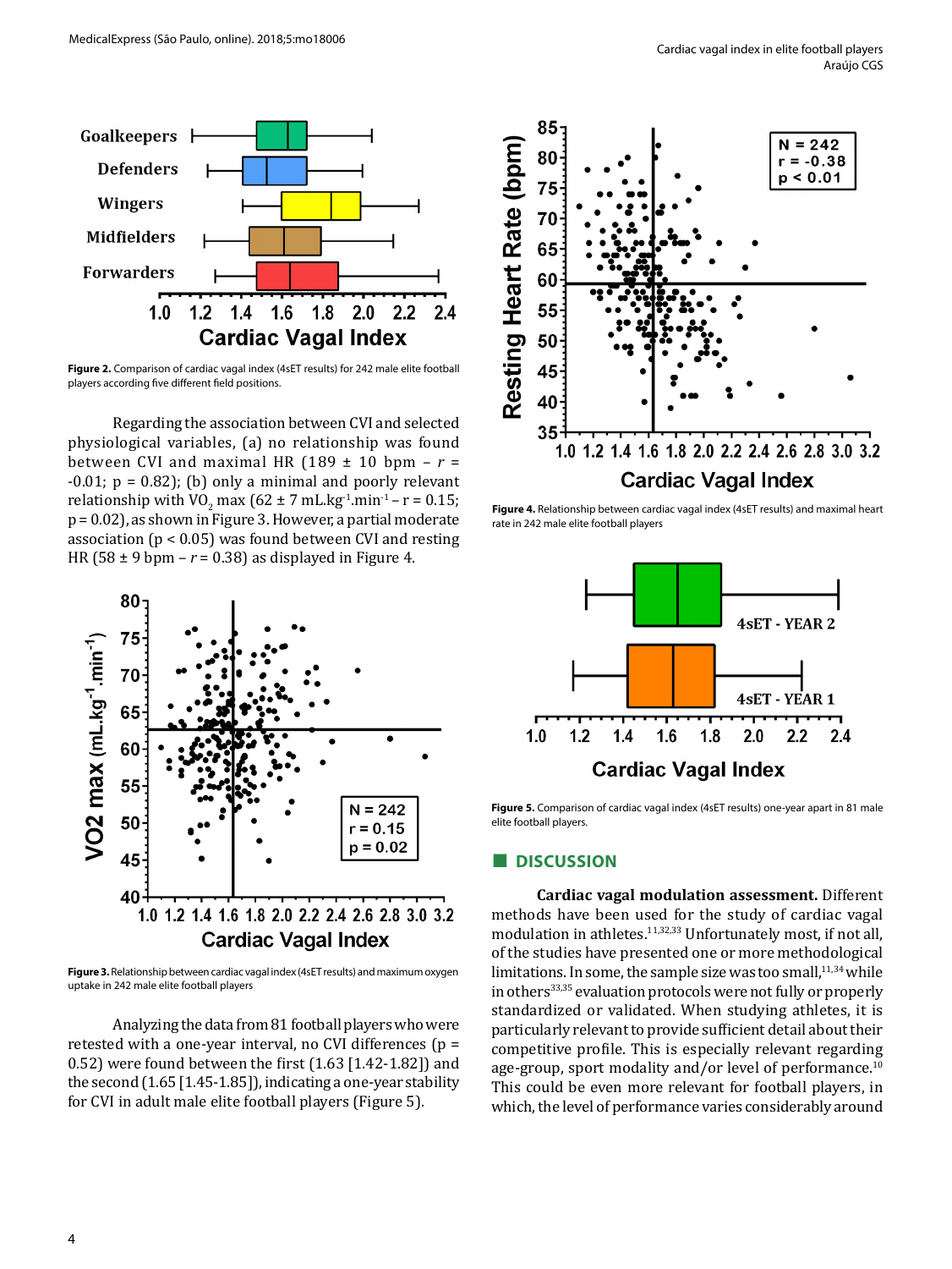Figure 2. Comparison of cardiac vagal index (4sET results) for 242 male elite football players according five different field positions.

Regarding the association between CVI and selected physiological variables, (a) no relationship was found between CVI and maximal HR (189 ± 10 bpm – $r$ = -0.01; p = 0.82); (b) only a minimal and poorly relevant relationship with $VO_2$ max (62 ± 7 mL.kg$^{-1}$.min$^{-1}$ – r = 0.15; p = 0.02), as shown in Figure 3. However, a partial moderate association (p < 0.05) was found between CVI and resting HR (58 ± 9 bpm – $r$ = 0.38) as displayed in Figure 4.

Figure 3. Relationship between cardiac vagal index (4sET results) and maximum oxygen uptake in 242 male elite football players

Analyzing the data from 81 football players who were retested with a one-year interval, no CVI differences (p = 0.52) were found between the first (1.63 [1.42-1.82]) and the second (1.65 [1.45-1.85]), indicating a one-year stability for CVI in adult male elite football players (Figure 5).

Figure 4. Relationship between cardiac vagal index (4sET results) and maximal heart rate in 242 male elite football players

Figure 5. Comparison of cardiac vagal index (4sET results) one-year apart in 81 male elite football players.

## DISCUSSION

**Cardiac vagal modulation assessment.** Different methods have been used for the study of cardiac vagal modulation in athletes.[11,32,33] Unfortunately most, if not all, of the studies have presented one or more methodological limitations. In some, the sample size was too small,[11,34] while in others[33,35] evaluation protocols were not fully or properly standardized or validated. When studying athletes, it is particularly relevant to provide sufficient detail about their competitive profile. This is especially relevant regarding age-group, sport modality and/or level of performance.[10] This could be even more relevant for football players, in which, the level of performance varies considerably around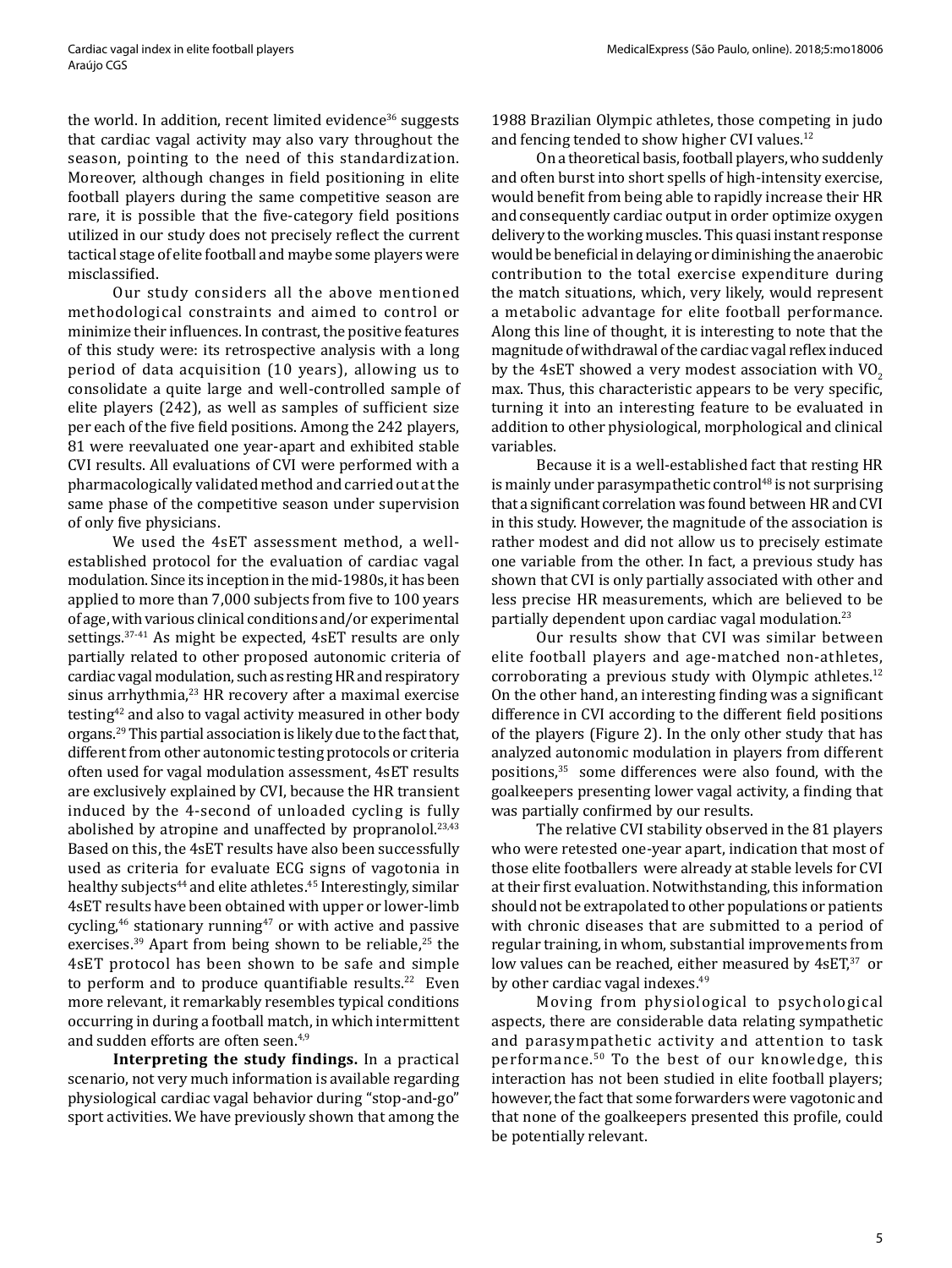the world. In addition, recent limited evidence[36] suggests that cardiac vagal activity may also vary throughout the season, pointing to the need of this standardization. Moreover, although changes in field positioning in elite football players during the same competitive season are rare, it is possible that the five-category field positions utilized in our study does not precisely reflect the current tactical stage of elite football and maybe some players were misclassified.

Our study considers all the above mentioned methodological constraints and aimed to control or minimize their influences. In contrast, the positive features of this study were: its retrospective analysis with a long period of data acquisition (10 years), allowing us to consolidate a quite large and well-controlled sample of elite players (242), as well as samples of sufficient size per each of the five field positions. Among the 242 players, 81 were reevaluated one year-apart and exhibited stable CVI results. All evaluations of CVI were performed with a pharmacologically validated method and carried out at the same phase of the competitive season under supervision of only five physicians.

We used the 4sET assessment method, a well-established protocol for the evaluation of cardiac vagal modulation. Since its inception in the mid-1980s, it has been applied to more than 7,000 subjects from five to 100 years of age, with various clinical conditions and/or experimental settings.[37-41] As might be expected, 4sET results are only partially related to other proposed autonomic criteria of cardiac vagal modulation, such as resting HR and respiratory sinus arrhythmia,[23] HR recovery after a maximal exercise testing[42] and also to vagal activity measured in other body organs.[29] This partial association is likely due to the fact that, different from other autonomic testing protocols or criteria often used for vagal modulation assessment, 4sET results are exclusively explained by CVI, because the HR transient induced by the 4-second of unloaded cycling is fully abolished by atropine and unaffected by propranolol.[23,43] Based on this, the 4sET results have also been successfully used as criteria for evaluate ECG signs of vagotonia in healthy subjects[44] and elite athletes.[45] Interestingly, similar 4sET results have been obtained with upper or lower-limb cycling,[46] stationary running[47] or with active and passive exercises.[39] Apart from being shown to be reliable,[25] the 4sET protocol has been shown to be safe and simple to perform and to produce quantifiable results.[22] Even more relevant, it remarkably resembles typical conditions occurring in during a football match, in which intermittent and sudden efforts are often seen.[4,9]

**Interpreting the study findings.** In a practical scenario, not very much information is available regarding physiological cardiac vagal behavior during "stop-and-go" sport activities. We have previously shown that among the 1988 Brazilian Olympic athletes, those competing in judo and fencing tended to show higher CVI values.[12]

On a theoretical basis, football players, who suddenly and often burst into short spells of high-intensity exercise, would benefit from being able to rapidly increase their HR and consequently cardiac output in order optimize oxygen delivery to the working muscles. This quasi instant response would be beneficial in delaying or diminishing the anaerobic contribution to the total exercise expenditure during the match situations, which, very likely, would represent a metabolic advantage for elite football performance. Along this line of thought, it is interesting to note that the magnitude of withdrawal of the cardiac vagal reflex induced by the 4sET showed a very modest association with $VO_2$ max. Thus, this characteristic appears to be very specific, turning it into an interesting feature to be evaluated in addition to other physiological, morphological and clinical variables.

Because it is a well-established fact that resting HR is mainly under parasympathetic control[48] is not surprising that a significant correlation was found between HR and CVI in this study. However, the magnitude of the association is rather modest and did not allow us to precisely estimate one variable from the other. In fact, a previous study has shown that CVI is only partially associated with other and less precise HR measurements, which are believed to be partially dependent upon cardiac vagal modulation.[23]

Our results show that CVI was similar between elite football players and age-matched non-athletes, corroborating a previous study with Olympic athletes.[12] On the other hand, an interesting finding was a significant difference in CVI according to the different field positions of the players (Figure 2). In the only other study that has analyzed autonomic modulation in players from different positions,[35] some differences were also found, with the goalkeepers presenting lower vagal activity, a finding that was partially confirmed by our results.

The relative CVI stability observed in the 81 players who were retested one-year apart, indication that most of those elite footballers were already at stable levels for CVI at their first evaluation. Notwithstanding, this information should not be extrapolated to other populations or patients with chronic diseases that are submitted to a period of regular training, in whom, substantial improvements from low values can be reached, either measured by 4sET,[37] or by other cardiac vagal indexes.[49]

Moving from physiological to psychological aspects, there are considerable data relating sympathetic and parasympathetic activity and attention to task performance.[50] To the best of our knowledge, this interaction has not been studied in elite football players; however, the fact that some forwarders were vagotonic and that none of the goalkeepers presented this profile, could be potentially relevant.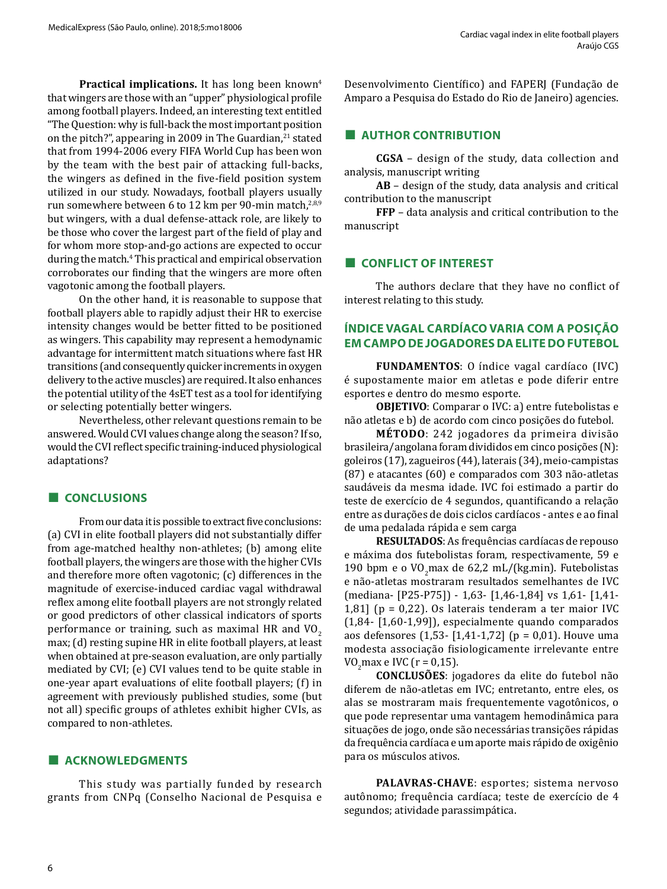**Practical implications.** It has long been known[4] that wingers are those with an "upper" physiological profile among football players. Indeed, an interesting text entitled "The Question: why is full-back the most important position on the pitch?", appearing in 2009 in The Guardian,[21] stated that from 1994-2006 every FIFA World Cup has been won by the team with the best pair of attacking full-backs, the wingers as defined in the five-field position system utilized in our study. Nowadays, football players usually run somewhere between 6 to 12 km per 90-min match,[2,8,9] but wingers, with a dual defense-attack role, are likely to be those who cover the largest part of the field of play and for whom more stop-and-go actions are expected to occur during the match.[4] This practical and empirical observation corroborates our finding that the wingers are more often vagotonic among the football players.

On the other hand, it is reasonable to suppose that football players able to rapidly adjust their HR to exercise intensity changes would be better fitted to be positioned as wingers. This capability may represent a hemodynamic advantage for intermittent match situations where fast HR transitions (and consequently quicker increments in oxygen delivery to the active muscles) are required. It also enhances the potential utility of the 4sET test as a tool for identifying or selecting potentially better wingers.

Nevertheless, other relevant questions remain to be answered. Would CVI values change along the season? If so, would the CVI reflect specific training-induced physiological adaptations?

## CONCLUSIONS

From our data it is possible to extract five conclusions: (a) CVI in elite football players did not substantially differ from age-matched healthy non-athletes; (b) among elite football players, the wingers are those with the higher CVIs and therefore more often vagotonic; (c) differences in the magnitude of exercise-induced cardiac vagal withdrawal reflex among elite football players are not strongly related or good predictors of other classical indicators of sports performance or training, such as maximal HR and $VO_2$ max; (d) resting supine HR in elite football players, at least when obtained at pre-season evaluation, are only partially mediated by CVI; (e) CVI values tend to be quite stable in one-year apart evaluations of elite football players; (f) in agreement with previously published studies, some (but not all) specific groups of athletes exhibit higher CVIs, as compared to non-athletes.

## ACKNOWLEDGMENTS

This study was partially funded by research grants from CNPq (Conselho Nacional de Pesquisa e Desenvolvimento Científico) and FAPERJ (Fundação de Amparo a Pesquisa do Estado do Rio de Janeiro) agencies.

## AUTHOR CONTRIBUTION

**CGSA** – design of the study, data collection and analysis, manuscript writing

**AB** – design of the study, data analysis and critical contribution to the manuscript

**FFP** – data analysis and critical contribution to the manuscript

## CONFLICT OF INTEREST

The authors declare that they have no conflict of interest relating to this study.

## ÍNDICE VAGAL CARDÍACO VARIA COM A POSIÇÃO EM CAMPO DE JOGADORES DA ELITE DO FUTEBOL

**FUNDAMENTOS**: O índice vagal cardíaco (IVC) é supostamente maior em atletas e pode diferir entre esportes e dentro do mesmo esporte.

**OBJETIVO**: Comparar o IVC: a) entre futebolistas e não atletas e b) de acordo com cinco posições do futebol.

**MÉTODO**: 242 jogadores da primeira divisão brasileira/angolana foram divididos em cinco posições (N): goleiros (17), zagueiros (44), laterais (34), meio-campistas (87) e atacantes (60) e comparados com 303 não-atletas saudáveis da mesma idade. IVC foi estimado a partir do teste de exercício de 4 segundos, quantificando a relação entre as durações de dois ciclos cardíacos - antes e ao final de uma pedalada rápida e sem carga

**RESULTADOS**: As frequências cardíacas de repouso e máxima dos futebolistas foram, respectivamente, 59 e 190 bpm e o $VO_2$max de 62,2 mL/(kg.min). Futebolistas e não-atletas mostraram resultados semelhantes de IVC (mediana- [P25-P75]) - 1,63- [1,46-1,84] vs 1,61- [1,41-1,81] ($p = 0,22$). Os laterais tenderam a ter maior IVC (1,84- [1,60-1,99]), especialmente quando comparados aos defensores (1,53- [1,41-1,72] ($p = 0,01$). Houve uma modesta associação fisiologicamente irrelevante entre $VO_2$max e IVC ($r = 0,15$).

**CONCLUSÕES**: jogadores da elite do futebol não diferem de não-atletas em IVC; entretanto, entre eles, os alas se mostraram mais frequentemente vagotônicos, o que pode representar uma vantagem hemodinâmica para situações de jogo, onde são necessárias transições rápidas da frequência cardíaca e um aporte mais rápido de oxigênio para os músculos ativos.

**PALAVRAS-CHAVE**: esportes; sistema nervoso autônomo; frequência cardíaca; teste de exercício de 4 segundos; atividade parassimpática.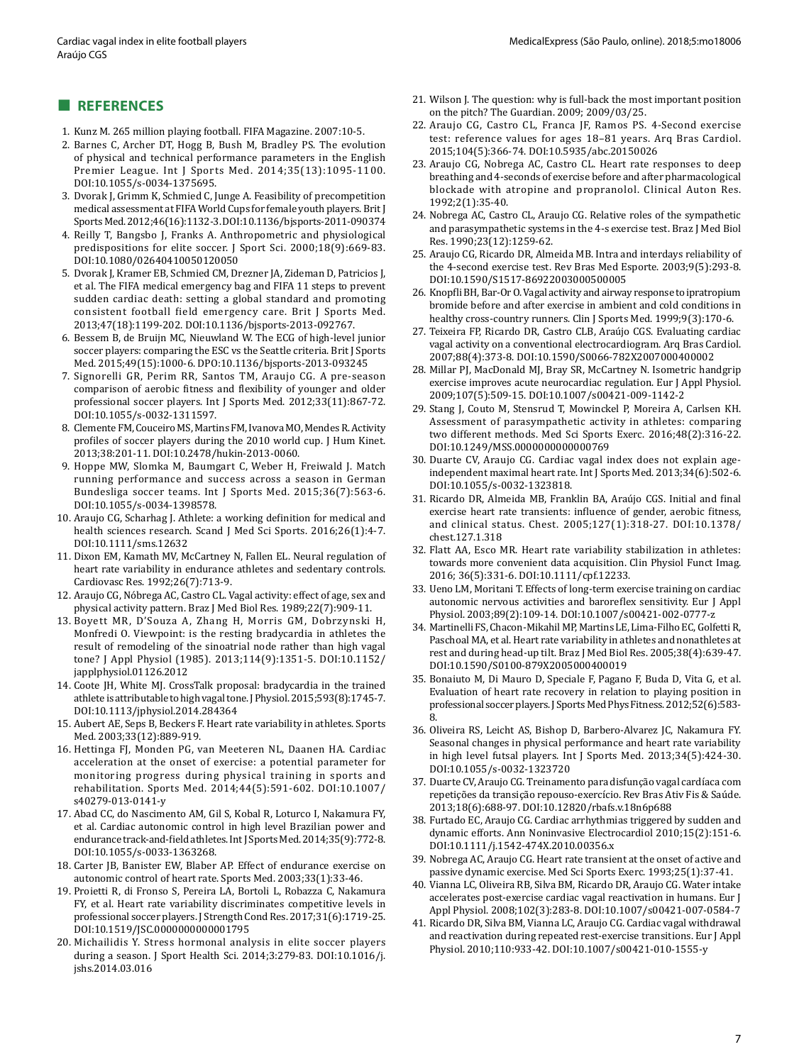## REFERENCES

1. Kunz M. 265 million playing football. FIFA Magazine. 2007:10-5.
2. Barnes C, Archer DT, Hogg B, Bush M, Bradley PS. The evolution of physical and technical performance parameters in the English Premier League. Int J Sports Med. 2014;35(13):1095-1100. DOI:10.1055/s-0034-1375695.
3. Dvorak J, Grimm K, Schmied C, Junge A. Feasibility of precompetition medical assessment at FIFA World Cups for female youth players. Brit J Sports Med. 2012;46(16):1132-3. DOI:10.1136/bjsports-2011-090374
4. Reilly T, Bangsbo J, Franks A. Anthropometric and physiological predispositions for elite soccer. J Sport Sci. 2000;18(9):669-83. DOI:10.1080/02640410050120050
5. Dvorak J, Kramer EB, Schmied CM, Drezner JA, Zideman D, Patricios J, et al. The FIFA medical emergency bag and FIFA 11 steps to prevent sudden cardiac death: setting a global standard and promoting consistent football field emergency care. Brit J Sports Med. 2013;47(18):1199-202. DOI:10.1136/bjsports-2013-092767.
6. Bessem B, de Bruijn MC, Nieuwland W. The ECG of high-level junior soccer players: comparing the ESC vs the Seattle criteria. Brit J Sports Med. 2015;49(15):1000-6. DPO:10.1136/bjsports-2013-093245
7. Signorelli GR, Perim RR, Santos TM, Araujo CG. A pre-season comparison of aerobic fitness and flexibility of younger and older professional soccer players. Int J Sports Med. 2012;33(11):867-72. DOI:10.1055/s-0032-1311597.
8. Clemente FM, Couceiro MS, Martins FM, Ivanova MO, Mendes R. Activity profiles of soccer players during the 2010 world cup. J Hum Kinet. 2013;38:201-11. DOI:10.2478/hukin-2013-0060.
9. Hoppe MW, Slomka M, Baumgart C, Weber H, Freiwald J. Match running performance and success across a season in German Bundesliga soccer teams. Int J Sports Med. 2015;36(7):563-6. DOI:10.1055/s-0034-1398578.
10. Araujo CG, Scharhag J. Athlete: a working definition for medical and health sciences research. Scand J Med Sci Sports. 2016;26(1):4-7. DOI:10.1111/sms.12632
11. Dixon EM, Kamath MV, McCartney N, Fallen EL. Neural regulation of heart rate variability in endurance athletes and sedentary controls. Cardiovasc Res. 1992;26(7):713-9.
12. Araujo CG, Nóbrega AC, Castro CL. Vagal activity: effect of age, sex and physical activity pattern. Braz J Med Biol Res. 1989;22(7):909-11.
13. Boyett MR, D'Souza A, Zhang H, Morris GM, Dobrzynski H, Monfredi O. Viewpoint: is the resting bradycardia in athletes the result of remodeling of the sinoatrial node rather than high vagal tone? J Appl Physiol (1985). 2013;114(9):1351-5. DOI:10.1152/japplphysiol.01126.2012
14. Coote JH, White MJ. CrossTalk proposal: bradycardia in the trained athlete is attributable to high vagal tone. J Physiol. 2015;593(8):1745-7. DOI:10.1113/jphysiol.2014.284364
15. Aubert AE, Seps B, Beckers F. Heart rate variability in athletes. Sports Med. 2003;33(12):889-919.
16. Hettinga FJ, Monden PG, van Meeteren NL, Daanen HA. Cardiac acceleration at the onset of exercise: a potential parameter for monitoring progress during physical training in sports and rehabilitation. Sports Med. 2014;44(5):591-602. DOI:10.1007/s40279-013-0141-y
17. Abad CC, do Nascimento AM, Gil S, Kobal R, Loturco I, Nakamura FY, et al. Cardiac autonomic control in high level Brazilian power and endurance track-and-field athletes. Int J Sports Med. 2014;35(9):772-8. DOI:10.1055/s-0033-1363268.
18. Carter JB, Banister EW, Blaber AP. Effect of endurance exercise on autonomic control of heart rate. Sports Med. 2003;33(1):33-46.
19. Proietti R, di Fronso S, Pereira LA, Bortoli L, Robazza C, Nakamura FY, et al. Heart rate variability discriminates competitive levels in professional soccer players. J Strength Cond Res. 2017;31(6):1719-25. DOI:10.1519/JSC.0000000000001795
20. Michailidis Y. Stress hormonal analysis in elite soccer players during a season. J Sport Health Sci. 2014;3:279-83. DOI:10.1016/j.jshs.2014.03.016
21. Wilson J. The question: why is full-back the most important position on the pitch? The Guardian. 2009; 2009/03/25.
22. Araujo CG, Castro CL, Franca JF, Ramos PS. 4-Second exercise test: reference values for ages 18–81 years. Arq Bras Cardiol. 2015;104(5):366-74. DOI:10.5935/abc.20150026
23. Araujo CG, Nobrega AC, Castro CL. Heart rate responses to deep breathing and 4-seconds of exercise before and after pharmacological blockade with atropine and propranolol. Clinical Auton Res. 1992;2(1):35-40.
24. Nobrega AC, Castro CL, Araujo CG. Relative roles of the sympathetic and parasympathetic systems in the 4-s exercise test. Braz J Med Biol Res. 1990;23(12):1259-62.
25. Araujo CG, Ricardo DR, Almeida MB. Intra and interdays reliability of the 4-second exercise test. Rev Bras Med Esporte. 2003;9(5):293-8. DOI:10.1590/S1517-86922003000500005
26. Knopfli BH, Bar-Or O. Vagal activity and airway response to ipratropium bromide before and after exercise in ambient and cold conditions in healthy cross-country runners. Clin J Sports Med. 1999;9(3):170-6.
27. Teixeira FP, Ricardo DR, Castro CLB, Araújo CGS. Evaluating cardiac vagal activity on a conventional electrocardiogram. Arq Bras Cardiol. 2007;88(4):373-8. DOI:10.1590/S0066-782X2007000400002
28. Millar PJ, MacDonald MJ, Bray SR, McCartney N. Isometric handgrip exercise improves acute neurocardiac regulation. Eur J Appl Physiol. 2009;107(5):509-15. DOI:10.1007/s00421-009-1142-2
29. Stang J, Couto M, Stensrud T, Mowinckel P, Moreira A, Carlsen KH. Assessment of parasympathetic activity in athletes: comparing two different methods. Med Sci Sports Exerc. 2016;48(2):316-22. DOI:10.1249/MSS.0000000000000769
30. Duarte CV, Araujo CG. Cardiac vagal index does not explain age-independent maximal heart rate. Int J Sports Med. 2013;34(6):502-6. DOI:10.1055/s-0032-1323818.
31. Ricardo DR, Almeida MB, Franklin BA, Araújo CGS. Initial and final exercise heart rate transients: influence of gender, aerobic fitness, and clinical status. Chest. 2005;127(1):318-27. DOI:10.1378/chest.127.1.318
32. Flatt AA, Esco MR. Heart rate variability stabilization in athletes: towards more convenient data acquisition. Clin Physiol Funct Imag. 2016; 36(5):331-6. DOI:10.1111/cpf.12233.
33. Ueno LM, Moritani T. Effects of long-term exercise training on cardiac autonomic nervous activities and baroreflex sensitivity. Eur J Appl Physiol. 2003;89(2):109-14. DOI:10.1007/s00421-002-0777-z
34. Martinelli FS, Chacon-Mikahil MP, Martins LE, Lima-Filho EC, Golfetti R, Paschoal MA, et al. Heart rate variability in athletes and nonathletes at rest and during head-up tilt. Braz J Med Biol Res. 2005;38(4):639-47. DOI:10.1590/S0100-879X2005000400019
35. Bonaiuto M, Di Mauro D, Speciale F, Pagano F, Buda D, Vita G, et al. Evaluation of heart rate recovery in relation to playing position in professional soccer players. J Sports Med Phys Fitness. 2012;52(6):583-8.
36. Oliveira RS, Leicht AS, Bishop D, Barbero-Alvarez JC, Nakamura FY. Seasonal changes in physical performance and heart rate variability in high level futsal players. Int J Sports Med. 2013;34(5):424-30. DOI:10.1055/s-0032-1323720
37. Duarte CV, Araujo CG. Treinamento para disfunção vagal cardíaca com repetições da transição repouso-exercício. Rev Bras Ativ Fis & Saúde. 2013;18(6):688-97. DOI:10.12820/rbafs.v.18n6p688
38. Furtado EC, Araujo CG. Cardiac arrhythmias triggered by sudden and dynamic efforts. Ann Noninvasive Electrocardiol 2010;15(2):151-6. DOI:10.1111/j.1542-474X.2010.00356.x
39. Nobrega AC, Araujo CG. Heart rate transient at the onset of active and passive dynamic exercise. Med Sci Sports Exerc. 1993;25(1):37-41.
40. Vianna LC, Oliveira RB, Silva BM, Ricardo DR, Araujo CG. Water intake accelerates post-exercise cardiac vagal reactivation in humans. Eur J Appl Physiol. 2008;102(3):283-8. DOI:10.1007/s00421-007-0584-7
41. Ricardo DR, Silva BM, Vianna LC, Araujo CG. Cardiac vagal withdrawal and reactivation during repeated rest-exercise transitions. Eur J Appl Physiol. 2010;110:933-42. DOI:10.1007/s00421-010-1555-y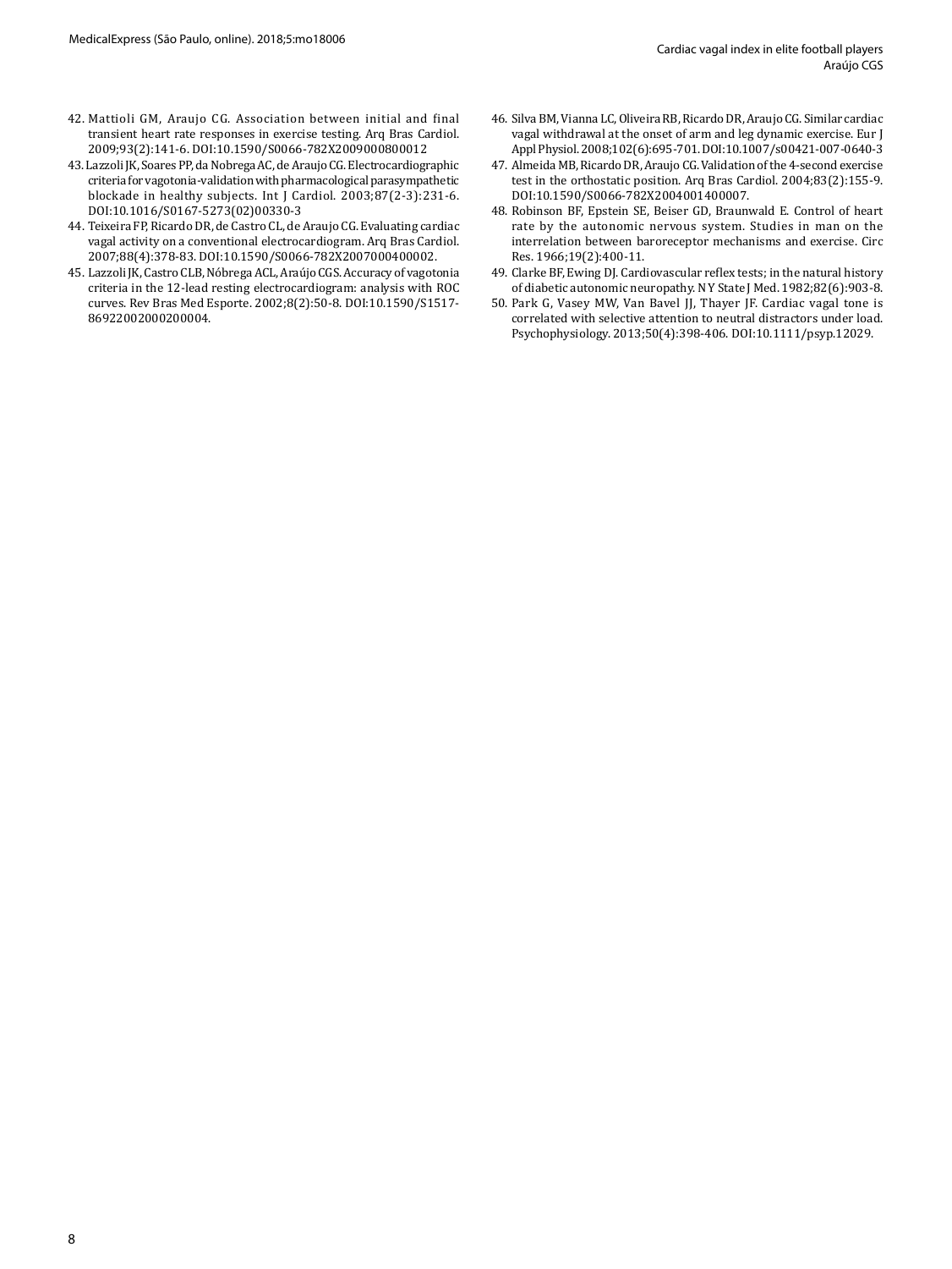42. Mattioli GM, Araujo CG. Association between initial and final transient heart rate responses in exercise testing. Arq Bras Cardiol. 2009;93(2):141-6. DOI:10.1590/S0066-782X2009000800012
43. Lazzoli JK, Soares PP, da Nobrega AC, de Araujo CG. Electrocardiographic criteria for vagotonia-validation with pharmacological parasympathetic blockade in healthy subjects. Int J Cardiol. 2003;87(2-3):231-6. DOI:10.1016/S0167-5273(02)00330-3
44. Teixeira FP, Ricardo DR, de Castro CL, de Araujo CG. Evaluating cardiac vagal activity on a conventional electrocardiogram. Arq Bras Cardiol. 2007;88(4):378-83. DOI:10.1590/S0066-782X2007000400002.
45. Lazzoli JK, Castro CLB, Nóbrega ACL, Araújo CGS. Accuracy of vagotonia criteria in the 12-lead resting electrocardiogram: analysis with ROC curves. Rev Bras Med Esporte. 2002;8(2):50-8. DOI:10.1590/S1517-86922002000200004.
46. Silva BM, Vianna LC, Oliveira RB, Ricardo DR, Araujo CG. Similar cardiac vagal withdrawal at the onset of arm and leg dynamic exercise. Eur J Appl Physiol. 2008;102(6):695-701. DOI:10.1007/s00421-007-0640-3
47. Almeida MB, Ricardo DR, Araujo CG. Validation of the 4-second exercise test in the orthostatic position. Arq Bras Cardiol. 2004;83(2):155-9. DOI:10.1590/S0066-782X2004001400007.
48. Robinson BF, Epstein SE, Beiser GD, Braunwald E. Control of heart rate by the autonomic nervous system. Studies in man on the interrelation between baroreceptor mechanisms and exercise. Circ Res. 1966;19(2):400-11.
49. Clarke BF, Ewing DJ. Cardiovascular reflex tests; in the natural history of diabetic autonomic neuropathy. N Y State J Med. 1982;82(6):903-8.
50. Park G, Vasey MW, Van Bavel JJ, Thayer JF. Cardiac vagal tone is correlated with selective attention to neutral distractors under load. Psychophysiology. 2013;50(4):398-406. DOI:10.1111/psyp.12029.